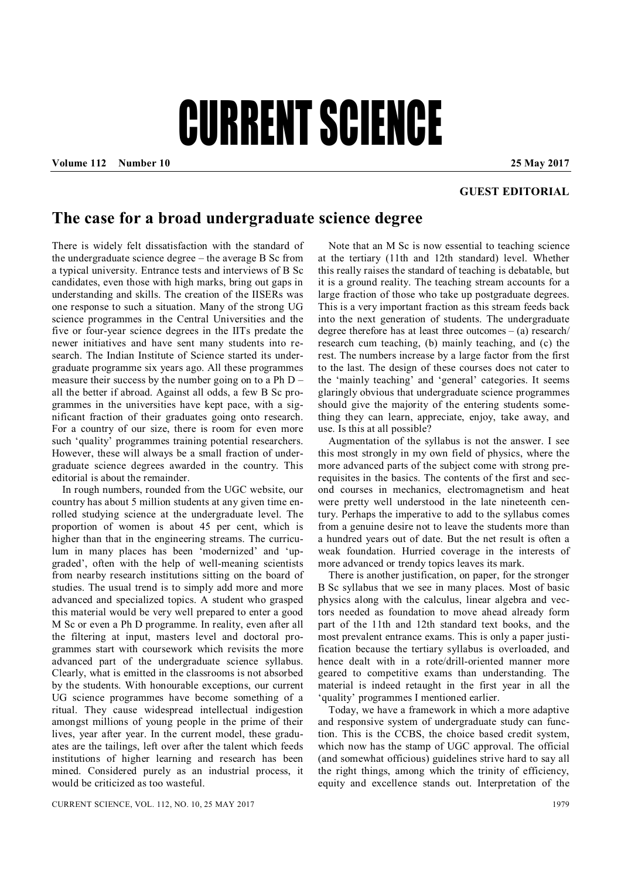# CURRENT SCIENCE

**GUEST EDITORIAL**

## The case for a broad undergraduate science degree

There is widely felt dissatisfaction with the standard of the undergraduate science degree – the average B Sc from a typical university. Entrance tests and interviews of B Sc candidates, even those with high marks, bring out gaps in understanding and skills. The creation of the IISERs was one response to such a situation. Many of the strong UG science programmes in the Central Universities and the five or four-year science degrees in the IITs predate the newer initiatives and have sent many students into research. The Indian Institute of Science started its undergraduate programme six years ago. All these programmes measure their success by the number going on to a Ph D – all the better if abroad. Against all odds, a few B Sc programmes in the universities have kept pace, with a significant fraction of their graduates going onto research. For a country of our size, there is room for even more such 'quality' programmes training potential researchers. However, these will always be a small fraction of undergraduate science degrees awarded in the country. This editorial is about the remainder.

In rough numbers, rounded from the UGC website, our country has about 5 million students at any given time enrolled studying science at the undergraduate level. The proportion of women is about 45 per cent, which is higher than that in the engineering streams. The curriculum in many places has been 'modernized' and 'upgraded', often with the help of well-meaning scientists from nearby research institutions sitting on the board of studies. The usual trend is to simply add more and more advanced and specialized topics. A student who grasped this material would be very well prepared to enter a good M Sc or even a Ph D programme. In reality, even after all the filtering at input, masters level and doctoral programmes start with coursework which revisits the more advanced part of the undergraduate science syllabus. Clearly, what is emitted in the classrooms is not absorbed by the students. With honourable exceptions, our current UG science programmes have become something of a ritual. They cause widespread intellectual indigestion amongst millions of young people in the prime of their lives, year after year. In the current model, these graduates are the tailings, left over after the talent which feeds institutions of higher learning and research has been mined. Considered purely as an industrial process, it would be criticized as too wasteful.

Note that an M Sc is now essential to teaching science at the tertiary (11th and 12th standard) level. Whether this really raises the standard of teaching is debatable, but it is a ground reality. The teaching stream accounts for a large fraction of those who take up postgraduate degrees. This is a very important fraction as this stream feeds back into the next generation of students. The undergraduate degree therefore has at least three outcomes – (a) research/research cum teaching, (b) mainly teaching, and (c) the rest. The numbers increase by a large factor from the first to the last. The design of these courses does not cater to the 'mainly teaching' and 'general' categories. It seems glaringly obvious that undergraduate science programmes should give the majority of the entering students something they can learn, appreciate, enjoy, take away, and use. Is this at all possible?

Augmentation of the syllabus is not the answer. I see this most strongly in my own field of physics, where the more advanced parts of the subject come with strong prerequisites in the basics. The contents of the first and second courses in mechanics, electromagnetism and heat were pretty well understood in the late nineteenth century. Perhaps the imperative to add to the syllabus comes from a genuine desire not to leave the students more than a hundred years out of date. But the net result is often a weak foundation. Hurried coverage in the interests of more advanced or trendy topics leaves its mark.

There is another justification, on paper, for the stronger B Sc syllabus that we see in many places. Most of basic physics along with the calculus, linear algebra and vectors needed as foundation to move ahead already form part of the 11th and 12th standard text books, and the most prevalent entrance exams. This is only a paper justification because the tertiary syllabus is overloaded, and hence dealt with in a rote/drill-oriented manner more geared to competitive exams than understanding. The material is indeed retaught in the first year in all the 'quality' programmes I mentioned earlier.

Today, we have a framework in which a more adaptive and responsive system of undergraduate study can function. This is the CCBS, the choice based credit system, which now has the stamp of UGC approval. The official (and somewhat officious) guidelines strive hard to say all the right things, among which the trinity of efficiency, equity and excellence stands out. Interpretation of the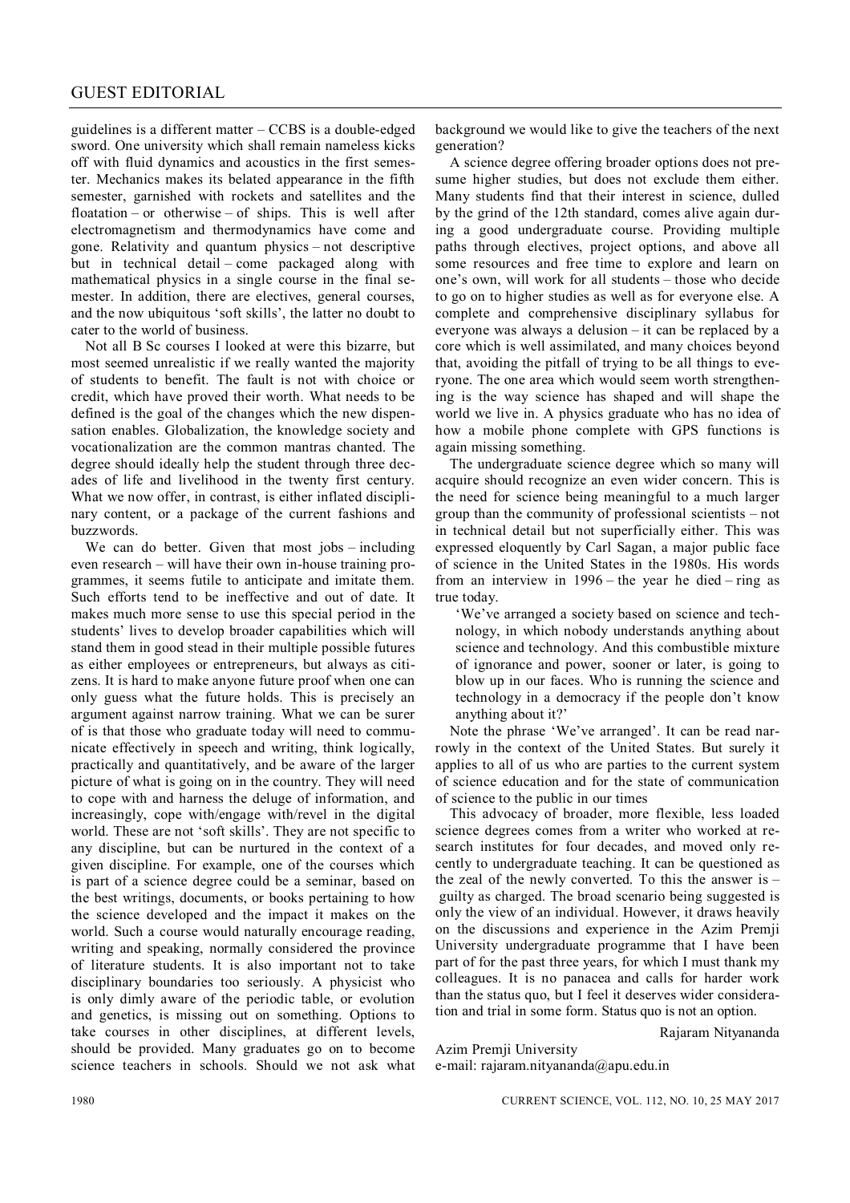guidelines is a different matter – CCBS is a double-edged sword. One university which shall remain nameless kicks off with fluid dynamics and acoustics in the first semester. Mechanics makes its belated appearance in the fifth semester, garnished with rockets and satellites and the floatation – or otherwise – of ships. This is well after electromagnetism and thermodynamics have come and gone. Relativity and quantum physics – not descriptive but in technical detail – come packaged along with mathematical physics in a single course in the final semester. In addition, there are electives, general courses, and the now ubiquitous 'soft skills', the latter no doubt to cater to the world of business.

Not all B Sc courses I looked at were this bizarre, but most seemed unrealistic if we really wanted the majority of students to benefit. The fault is not with choice or credit, which have proved their worth. What needs to be defined is the goal of the changes which the new dispensation enables. Globalization, the knowledge society and vocationalization are the common mantras chanted. The degree should ideally help the student through three decades of life and livelihood in the twenty first century. What we now offer, in contrast, is either inflated disciplinary content, or a package of the current fashions and buzzwords.

We can do better. Given that most jobs – including even research – will have their own in-house training programmes, it seems futile to anticipate and imitate them. Such efforts tend to be ineffective and out of date. It makes much more sense to use this special period in the students' lives to develop broader capabilities which will stand them in good stead in their multiple possible futures as either employees or entrepreneurs, but always as citizens. It is hard to make anyone future proof when one can only guess what the future holds. This is precisely an argument against narrow training. What we can be surer of is that those who graduate today will need to communicate effectively in speech and writing, think logically, practically and quantitatively, and be aware of the larger picture of what is going on in the country. They will need to cope with and harness the deluge of information, and increasingly, cope with/engage with/revel in the digital world. These are not 'soft skills'. They are not specific to any discipline, but can be nurtured in the context of a given discipline. For example, one of the courses which is part of a science degree could be a seminar, based on the best writings, documents, or books pertaining to how the science developed and the impact it makes on the world. Such a course would naturally encourage reading, writing and speaking, normally considered the province of literature students. It is also important not to take disciplinary boundaries too seriously. A physicist who is only dimly aware of the periodic table, or evolution and genetics, is missing out on something. Options to take courses in other disciplines, at different levels, should be provided. Many graduates go on to become science teachers in schools. Should we not ask what background we would like to give the teachers of the next generation?

A science degree offering broader options does not presume higher studies, but does not exclude them either. Many students find that their interest in science, dulled by the grind of the 12th standard, comes alive again during a good undergraduate course. Providing multiple paths through electives, project options, and above all some resources and free time to explore and learn on one's own, will work for all students – those who decide to go on to higher studies as well as for everyone else. A complete and comprehensive disciplinary syllabus for everyone was always a delusion – it can be replaced by a core which is well assimilated, and many choices beyond that, avoiding the pitfall of trying to be all things to everyone. The one area which would seem worth strengthening is the way science has shaped and will shape the world we live in. A physics graduate who has no idea of how a mobile phone complete with GPS functions is again missing something.

The undergraduate science degree which so many will acquire should recognize an even wider concern. This is the need for science being meaningful to a much larger group than the community of professional scientists – not in technical detail but not superficially either. This was expressed eloquently by Carl Sagan, a major public face of science in the United States in the 1980s. His words from an interview in 1996 – the year he died – ring as true today.

> 'We've arranged a society based on science and technology, in which nobody understands anything about science and technology. And this combustible mixture of ignorance and power, sooner or later, is going to blow up in our faces. Who is running the science and technology in a democracy if the people don't know anything about it?'

Note the phrase 'We've arranged'. It can be read narrowly in the context of the United States. But surely it applies to all of us who are parties to the current system of science education and for the state of communication of science to the public in our times

This advocacy of broader, more flexible, less loaded science degrees comes from a writer who worked at research institutes for four decades, and moved only recently to undergraduate teaching. It can be questioned as the zeal of the newly converted. To this the answer is – guilty as charged. The broad scenario being suggested is only the view of an individual. However, it draws heavily on the discussions and experience in the Azim Premji University undergraduate programme that I have been part of for the past three years, for which I must thank my colleagues. It is no panacea and calls for harder work than the status quo, but I feel it deserves wider consideration and trial in some form. Status quo is not an option.

Rajaram Nityananda

Azim Premji University
e-mail: rajaram.nityananda@apu.edu.in